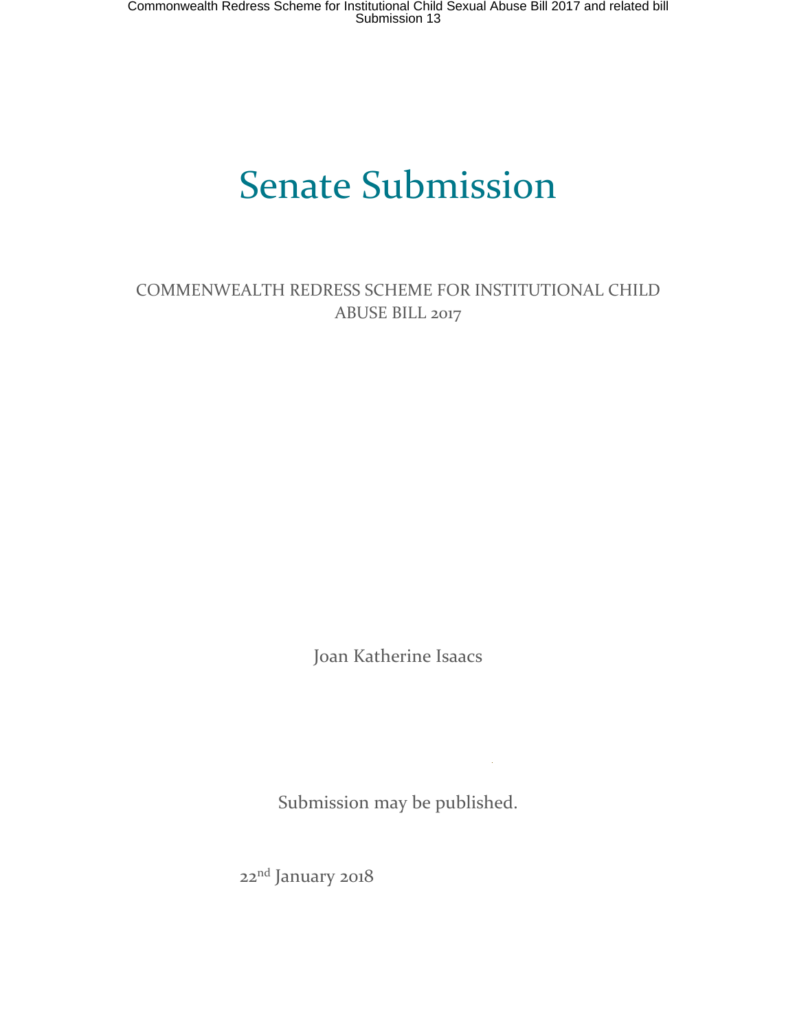# Senate Submission

COMMENWEALTH REDRESS SCHEME FOR INSTITUTIONAL CHILD ABUSE BILL 2017

Joan Katherine Isaacs

Submission may be published.

22nd January 2018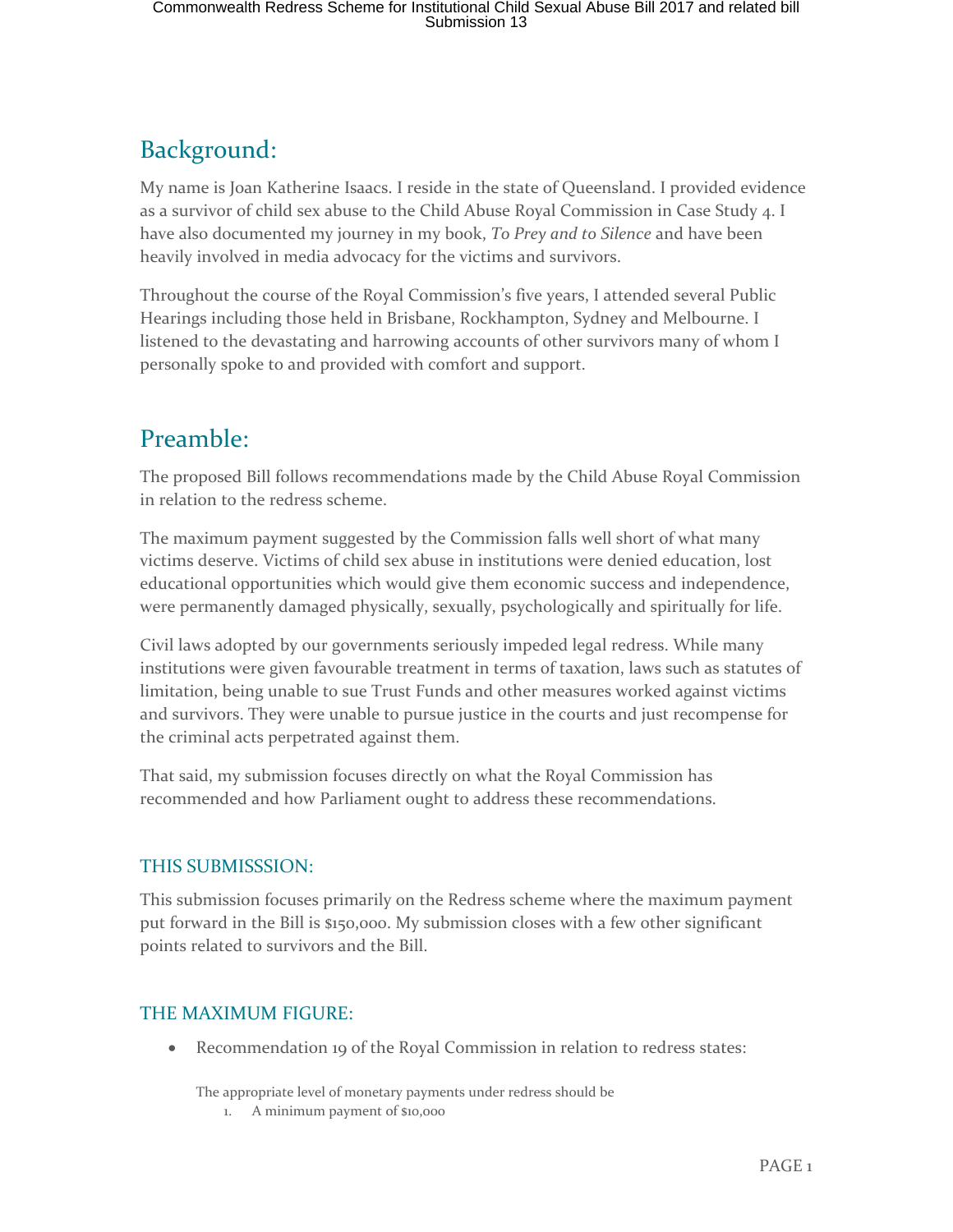## Background:

My name is Joan Katherine Isaacs. I reside in the state of Queensland. I provided evidence as a survivor of child sex abuse to the Child Abuse Royal Commission in Case Study 4. I have also documented my journey in my book, *To Prey and to Silence* and have been heavily involved in media advocacy for the victims and survivors.

Throughout the course of the Royal Commission's five years, I attended several Public Hearings including those held in Brisbane, Rockhampton, Sydney and Melbourne. I listened to the devastating and harrowing accounts of other survivors many of whom I personally spoke to and provided with comfort and support.

## Preamble:

The proposed Bill follows recommendations made by the Child Abuse Royal Commission in relation to the redress scheme.

The maximum payment suggested by the Commission falls well short of what many victims deserve. Victims of child sex abuse in institutions were denied education, lost educational opportunities which would give them economic success and independence, were permanently damaged physically, sexually, psychologically and spiritually for life.

Civil laws adopted by our governments seriously impeded legal redress. While many institutions were given favourable treatment in terms of taxation, laws such as statutes of limitation, being unable to sue Trust Funds and other measures worked against victims and survivors. They were unable to pursue justice in the courts and just recompense for the criminal acts perpetrated against them.

That said, my submission focuses directly on what the Royal Commission has recommended and how Parliament ought to address these recommendations.

### THIS SUBMISSSION:

This submission focuses primarily on the Redress scheme where the maximum payment put forward in the Bill is $150,000. My submission closes with a few other significant points related to survivors and the Bill.

### THE MAXIMUM FIGURE:

- Recommendation 19 of the Royal Commission in relation to redress states:

  The appropriate level of monetary payments under redress should be

  1. A minimum payment of $10,000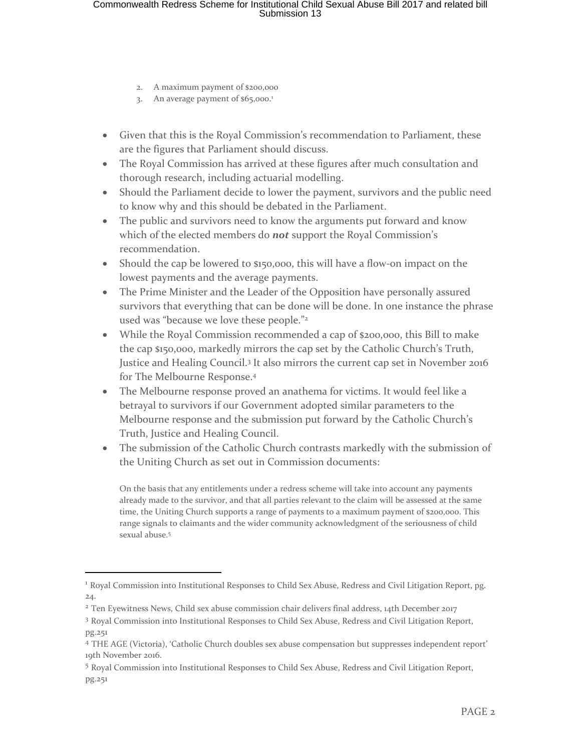2. A maximum payment of $200,000
3. An average payment of $65,000.[1]

- Given that this is the Royal Commission's recommendation to Parliament, these are the figures that Parliament should discuss.
- The Royal Commission has arrived at these figures after much consultation and thorough research, including actuarial modelling.
- Should the Parliament decide to lower the payment, survivors and the public need to know why and this should be debated in the Parliament.
- The public and survivors need to know the arguments put forward and know which of the elected members do ***not*** support the Royal Commission's recommendation.
- Should the cap be lowered to $150,000, this will have a flow-on impact on the lowest payments and the average payments.
- The Prime Minister and the Leader of the Opposition have personally assured survivors that everything that can be done will be done. In one instance the phrase used was "because we love these people."[2]
- While the Royal Commission recommended a cap of $200,000, this Bill to make the cap $150,000, markedly mirrors the cap set by the Catholic Church's Truth, Justice and Healing Council.[3] It also mirrors the current cap set in November 2016 for The Melbourne Response.[4]
- The Melbourne response proved an anathema for victims. It would feel like a betrayal to survivors if our Government adopted similar parameters to the Melbourne response and the submission put forward by the Catholic Church's Truth, Justice and Healing Council.
- The submission of the Catholic Church contrasts markedly with the submission of the Uniting Church as set out in Commission documents:

> On the basis that any entitlements under a redress scheme will take into account any payments already made to the survivor, and that all parties relevant to the claim will be assessed at the same time, the Uniting Church supports a range of payments to a maximum payment of $200,000. This range signals to claimants and the wider community acknowledgment of the seriousness of child sexual abuse.[5]

---

[1] Royal Commission into Institutional Responses to Child Sex Abuse, Redress and Civil Litigation Report, pg. 24.

[2] Ten Eyewitness News, Child sex abuse commission chair delivers final address, 14th December 2017

[3] Royal Commission into Institutional Responses to Child Sex Abuse, Redress and Civil Litigation Report, pg.251

[4] THE AGE (Victoria), 'Catholic Church doubles sex abuse compensation but suppresses independent report' 19th November 2016.

[5] Royal Commission into Institutional Responses to Child Sex Abuse, Redress and Civil Litigation Report, pg.251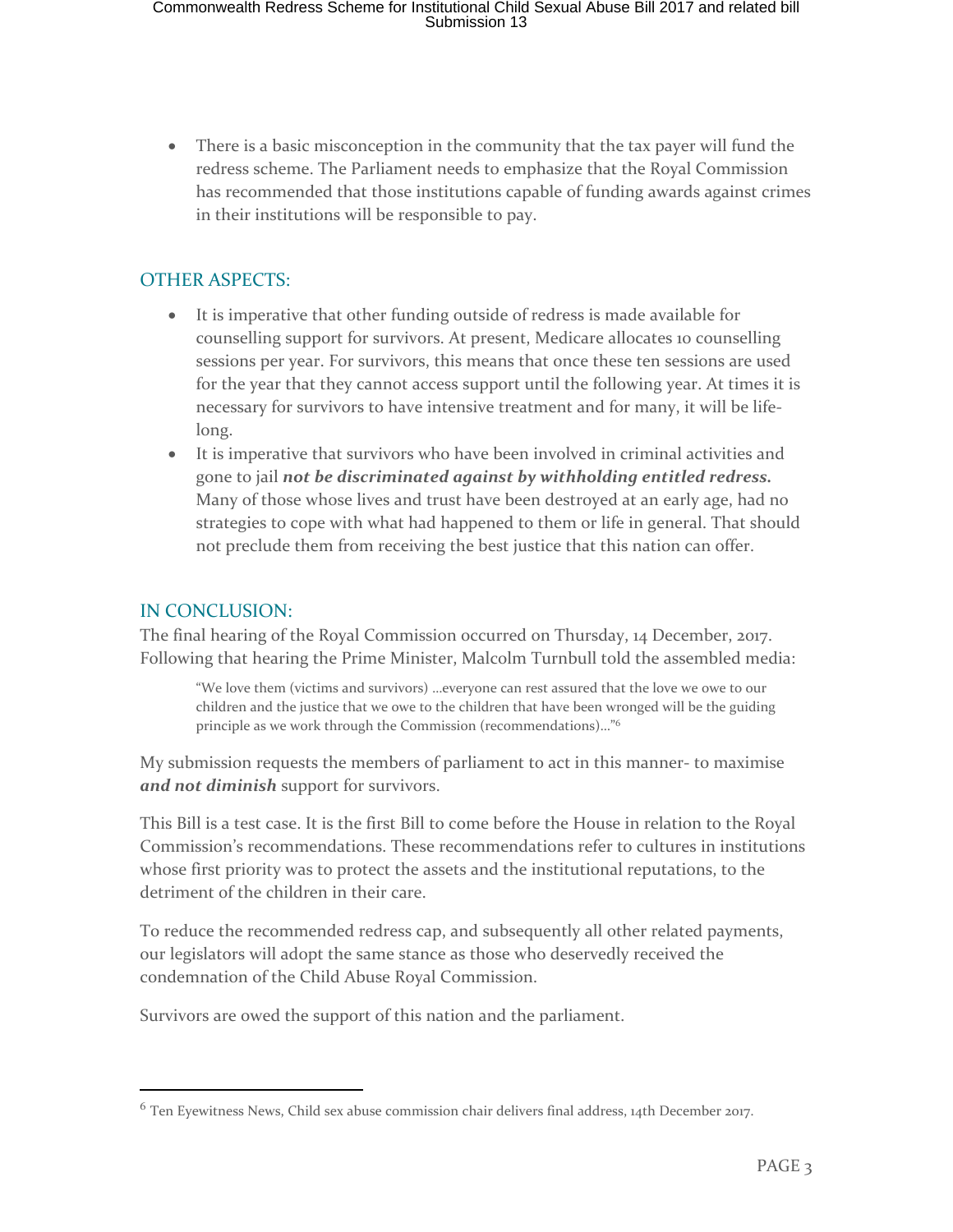- There is a basic misconception in the community that the tax payer will fund the redress scheme. The Parliament needs to emphasize that the Royal Commission has recommended that those institutions capable of funding awards against crimes in their institutions will be responsible to pay.

## OTHER ASPECTS:

- It is imperative that other funding outside of redress is made available for counselling support for survivors. At present, Medicare allocates 10 counselling sessions per year. For survivors, this means that once these ten sessions are used for the year that they cannot access support until the following year. At times it is necessary for survivors to have intensive treatment and for many, it will be life-long.
- It is imperative that survivors who have been involved in criminal activities and gone to jail ***not be discriminated against by withholding entitled redress.*** Many of those whose lives and trust have been destroyed at an early age, had no strategies to cope with what had happened to them or life in general. That should not preclude them from receiving the best justice that this nation can offer.

## IN CONCLUSION:

The final hearing of the Royal Commission occurred on Thursday, 14 December, 2017. Following that hearing the Prime Minister, Malcolm Turnbull told the assembled media:

> "We love them (victims and survivors) …everyone can rest assured that the love we owe to our children and the justice that we owe to the children that have been wronged will be the guiding principle as we work through the Commission (recommendations)…"[6]

My submission requests the members of parliament to act in this manner- to maximise ***and not diminish*** support for survivors.

This Bill is a test case. It is the first Bill to come before the House in relation to the Royal Commission's recommendations. These recommendations refer to cultures in institutions whose first priority was to protect the assets and the institutional reputations, to the detriment of the children in their care.

To reduce the recommended redress cap, and subsequently all other related payments, our legislators will adopt the same stance as those who deservedly received the condemnation of the Child Abuse Royal Commission.

Survivors are owed the support of this nation and the parliament.

---

[6] Ten Eyewitness News, Child sex abuse commission chair delivers final address, 14th December 2017.